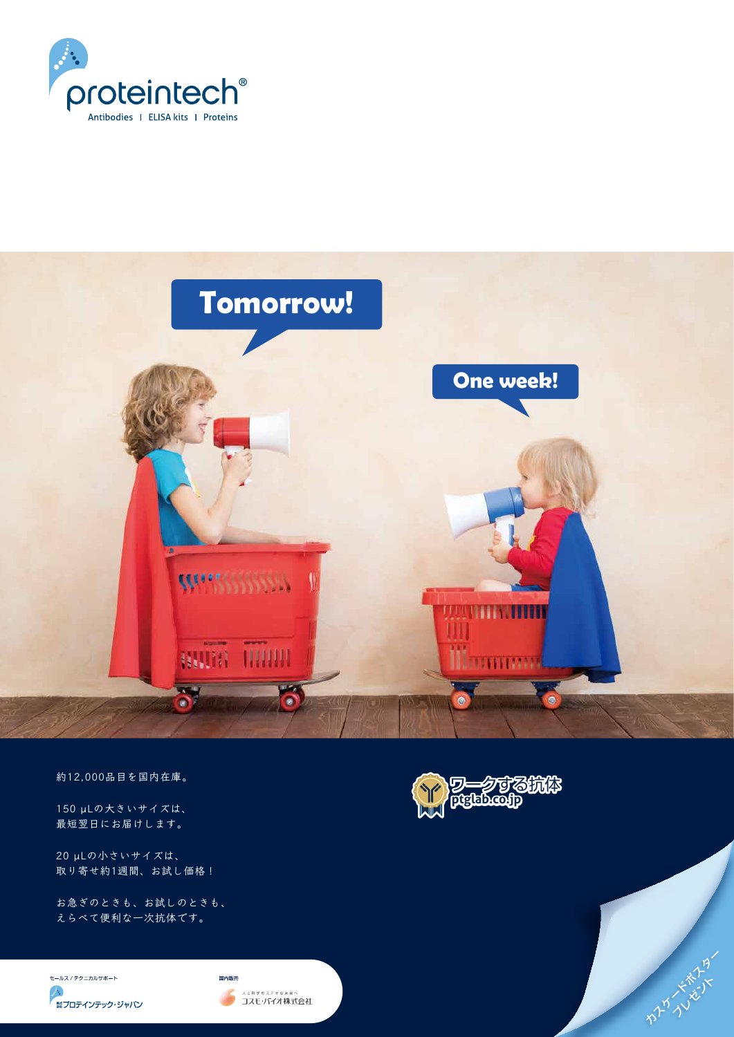proteintech®

Antibodies | ELISA kits | Proteins

Tomorrow!

One week!

約12,000品目を国内在庫。

150 µLの大きいサイズは、
最短翌日にお届けします。

20 µLの小さいサイズは、
取り寄せ約1週間、お試し価格！

お急ぎのときも、お試しのときも、
えらべて便利な一次抗体です。

ワークする抗体
ptglab.co.jp

セールス / テクニカルサポート

株式会社プロテインテック・ジャパン

国内販売

人と科学のステキな未来へ
コスモ・バイオ株式会社

カスケードポスター
プレゼント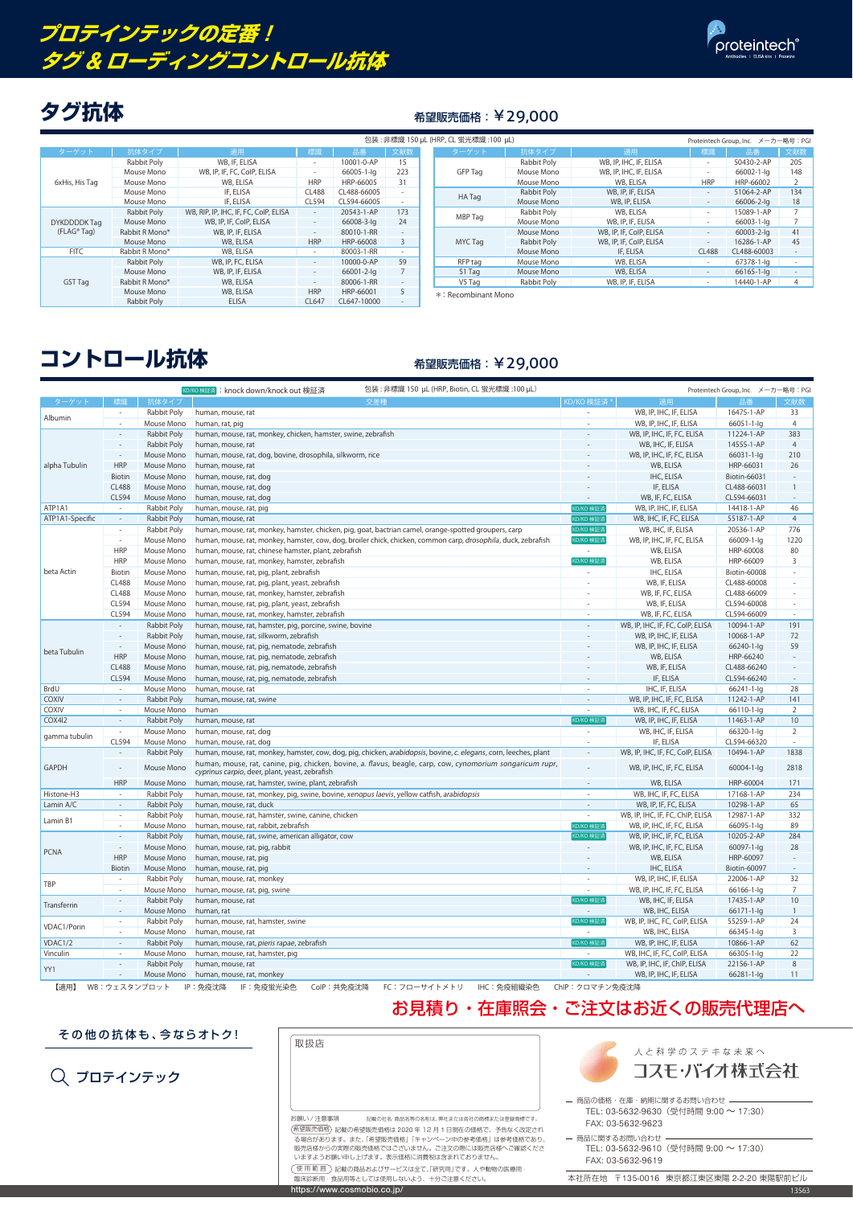# プロテインテックの定番！ タグ＆ローディングコントロール抗体

## タグ抗体

希望販売価格：￥29,000

包装：非標識 150 µL (HRP, CL 蛍光標識：100 µL)

Proteintech Group, Inc.　メーカー略号：PGI

| ターゲット | 抗体タイプ | 適用 | 標識 | 品番 | 文献数 |
|---|---|---|---|---|---|
| 6xHis, His Tag | Rabbit Poly | WB, IF, ELISA | - | 10001-0-AP | 15 |
| | Mouse Mono | WB, IP, IF, FC, CoIP, ELISA | - | 66005-1-Ig | 223 |
| | Mouse Mono | WB, ELISA | HRP | HRP-66005 | 31 |
| | Mouse Mono | IF, ELISA | CL488 | CL488-66005 | - |
| | Mouse Mono | IF, ELISA | CL594 | CL594-66005 | - |
| DYKDDDDK Tag (FLAG® Tag) | Rabbit Poly | WB, RIP, IP, IHC, IF, FC, CoIP, ELISA | - | 20543-1-AP | 173 |
| | Mouse Mono | WB, IP, IF, CoIP, ELISA | - | 66008-3-Ig | 24 |
| | Rabbit R Mono* | WB, IP, IF, ELISA | - | 80010-1-RR | - |
| | Mouse Mono | WB, ELISA | HRP | HRP-66008 | 3 |
| FITC | Rabbit R Mono* | WB, ELISA | - | 80003-1-RR | - |
| GST Tag | Rabbit Poly | WB, IP, FC, ELISA | - | 10000-0-AP | 59 |
| | Mouse Mono | WB, IP, IF, ELISA | - | 66001-2-Ig | 7 |
| | Rabbit R Mono* | WB, ELISA | - | 80006-1-RR | - |
| | Mouse Mono | WB, ELISA | HRP | HRP-66001 | 5 |
| | Rabbit Poly | ELISA | CL647 | CL647-10000 | - |
| GFP Tag | Rabbit Poly | WB, IP, IHC, IF, ELISA | - | 50430-2-AP | 205 |
| | Mouse Mono | WB, IP, IHC, IF, ELISA | - | 66002-1-Ig | 148 |
| | Mouse Mono | WB, ELISA | HRP | HRP-66002 | 2 |
| HA Tag | Rabbit Poly | WB, IP, IF, ELISA | - | 51064-2-AP | 134 |
| | Mouse Mono | WB, IP, ELISA | - | 66006-2-Ig | 18 |
| MBP Tag | Rabbit Poly | WB, ELISA | - | 15089-1-AP | 7 |
| | Mouse Mono | WB, IP, ELISA | - | 66003-1-Ig | 7 |
| MYC Tag | Mouse Mono | WB, IP, IF, CoIP, ELISA | - | 60003-2-Ig | 41 |
| | Rabbit Poly | WB, IP, IF, CoIP, ELISA | - | 16286-1-AP | 45 |
| | Mouse Mono | IF, ELISA | CL488 | CL488-60003 | - |
| RFP tag | Mouse Mono | WB, ELISA | - | 67378-1-Ig | - |
| S1 Tag | Mouse Mono | WB, ELISA | - | 66165-1-Ig | - |
| V5 Tag | Rabbit Poly | WB, IP, IF, ELISA | - | 14440-1-AP | 4 |

＊：Recombinant Mono

## コントロール抗体

希望販売価格：￥29,000

KD/KO 検証済：knock down/knock out 検証済　　包装：非標識 150 µL (HRP, Biotin, CL 蛍光標識：100 µL)

Proteintech Group, Inc.　メーカー略号：PGI

| ターゲット | 標識 | 抗体タイプ | 交差種 | KD/KO 検証済* | 適用 | 品番 | 文献数 |
|---|---|---|---|---|---|---|---|
| Albumin | - | Rabbit Poly | human, mouse, rat | - | WB, IP, IHC, IF, ELISA | 16475-1-AP | 33 |
| | - | Mouse Mono | human, rat, pig | - | WB, IP, IHC, IF, ELISA | 66051-1-Ig | 4 |
| alpha Tubulin | - | Rabbit Poly | human, mouse, rat, monkey, chicken, hamster, swine, zebrafish | - | WB, IP, IHC, IF, FC, ELISA | 11224-1-AP | 383 |
| | - | Rabbit Poly | human, mouse, rat | - | WB, IHC, IF, ELISA | 14555-1-AP | 4 |
| | - | Mouse Mono | human, mouse, rat, dog, bovine, drosophila, silkworm, rice | - | WB, IP, IHC, IF, FC, ELISA | 66031-1-Ig | 210 |
| | HRP | Mouse Mono | human, mouse, rat | - | WB, ELISA | HRP-66031 | 26 |
| | Biotin | Mouse Mono | human, mouse, rat, dog | - | IHC, ELISA | Biotin-66031 | - |
| | CL488 | Mouse Mono | human, mouse, rat, dog | - | IF, ELISA | CL488-66031 | 1 |
| | CL594 | Mouse Mono | human, mouse, rat, dog | - | WB, IF, FC, ELISA | CL594-66031 | - |
| ATP1A1 | - | Rabbit Poly | human, mouse, rat, pig | KD/KO 検証済 | WB, IP, IHC, IF, ELISA | 14418-1-AP | 46 |
| ATP1A1-Specific | - | Rabbit Poly | human, mouse, rat | KD/KO 検証済 | WB, IHC, IF, FC, ELISA | 55187-1-AP | 4 |
| beta Actin | - | Rabbit Poly | human, mouse, rat, monkey, hamster, chicken, pig, goat, bactrian camel, orange-spotted groupers, carp | KD/KO 検証済 | WB, IHC, IF, ELISA | 20536-1-AP | 776 |
| | - | Mouse Mono | human, mouse, rat, monkey, hamster, cow, dog, broiler chick, chicken, common carp, *drosophila*, duck, zebrafish | KD/KO 検証済 | WB, IP, IHC, IF, FC, ELISA | 66009-1-Ig | 1220 |
| | HRP | Mouse Mono | human, mouse, rat, chinese hamster, plant, zebrafish | - | WB, ELISA | HRP-60008 | 80 |
| | HRP | Mouse Mono | human, mouse, rat, monkey, hamster, zebrafish | KD/KO 検証済 | WB, ELISA | HRP-66009 | 3 |
| | Biotin | Mouse Mono | human, mouse, rat, pig, plant, zebrafish | - | IHC, ELISA | Biotin-60008 | - |
| | CL488 | Mouse Mono | human, mouse, rat, pig, plant, yeast, zebrafish | - | WB, IF, ELISA | CL488-60008 | - |
| | CL488 | Mouse Mono | human, mouse, rat, monkey, hamster, zebrafish | - | WB, IF, FC, ELISA | CL488-66009 | - |
| | CL594 | Mouse Mono | human, mouse, rat, pig, plant, yeast, zebrafish | - | WB, IF, ELISA | CL594-60008 | - |
| | CL594 | Mouse Mono | human, mouse, rat, monkey, hamster, zebrafish | - | WB, IF, FC, ELISA | CL594-66009 | - |
| beta Tubulin | - | Rabbit Poly | human, mouse, rat, hamster, pig, porcine, swine, bovine | - | WB, IP, IHC, IF, FC, CoIP, ELISA | 10094-1-AP | 191 |
| | - | Rabbit Poly | human, mouse, rat, silkworm, zebrafish | - | WB, IP, IHC, IF, ELISA | 10068-1-AP | 72 |
| | - | Mouse Mono | human, mouse, rat, pig, nematode, zebrafish | - | WB, IP, IHC, IF, ELISA | 66240-1-Ig | 59 |
| | HRP | Mouse Mono | human, mouse, rat, pig, nematode, zebrafish | - | WB, ELISA | HRP-66240 | - |
| | CL488 | Mouse Mono | human, mouse, rat, pig, nematode, zebrafish | - | WB, IF, ELISA | CL488-66240 | - |
| | CL594 | Mouse Mono | human, mouse, rat, pig, nematode, zebrafish | - | IF, ELISA | CL594-66240 | - |
| BrdU | - | Mouse Mono | human, mouse, rat | - | IHC, IF, ELISA | 66241-1-Ig | 28 |
| COXIV | - | Rabbit Poly | human, mouse, rat, swine | - | WB, IP, IHC, IF, FC, ELISA | 11242-1-AP | 141 |
| COXIV | - | Mouse Mono | human | - | WB, IHC, IF, FC, ELISA | 66110-1-Ig | 2 |
| COX4I2 | - | Rabbit Poly | human, mouse, rat | KD/KO 検証済 | WB, IP, IHC, IF, ELISA | 11463-1-AP | 10 |
| gamma tubulin | - | Mouse Mono | human, mouse, rat, dog | - | WB, IHC, IF, ELISA | 66320-1-Ig | 2 |
| | CL594 | Mouse Mono | human, mouse, rat, dog | - | IF, ELISA | CL594-66320 | - |
| GAPDH | - | Rabbit Poly | human, mouse, rat, monkey, hamster, cow, dog, pig, chicken, *arabidopsis*, bovine, *c. elegans*, corn, leeches, plant | - | WB, IP, IHC, IF, FC, CoIP, ELISA | 10494-1-AP | 1838 |
| | - | Mouse Mono | human, mouse, rat, canine, pig, chicken, bovine, *a. flavus*, beagle, carp, cow, *cynomorium songaricum rupr*, *cyprinus carpio*, deer, plant, yeast, zebrafish | - | WB, IP, IHC, IF, FC, ELISA | 60004-1-Ig | 2818 |
| | HRP | Mouse Mono | human, mouse, rat, hamster, swine, plant, zebrafish | - | WB, ELISA | HRP-60004 | 171 |
| Histone-H3 | - | Rabbit Poly | human, mouse, rat, monkey, pig, swine, bovine, *xenopus laevis*, yellow catfish, *arabidopsis* | - | WB, IHC, IF, FC, ELISA | 17168-1-AP | 234 |
| Lamin A/C | - | Rabbit Poly | human, mouse, rat, duck | - | WB, IP, IF, FC, ELISA | 10298-1-AP | 65 |
| Lamin B1 | - | Rabbit Poly | human, mouse, rat, hamster, swine, canine, chicken | - | WB, IP, IHC, IF, FC, ChIP, ELISA | 12987-1-AP | 332 |
| | - | Mouse Mono | human, mouse, rat, rabbit, zebrafish | KD/KO 検証済 | WB, IP, IHC, IF, FC, ELISA | 66095-1-Ig | 89 |
| PCNA | - | Rabbit Poly | human, mouse, rat, swine, american alligator, cow | KD/KO 検証済 | WB, IP, IHC, IF, FC, ELISA | 10205-2-AP | 284 |
| | - | Mouse Mono | human, mouse, rat, pig, rabbit | - | WB, IP, IHC, IF, FC, ELISA | 60097-1-Ig | 28 |
| | HRP | Mouse Mono | human, mouse, rat, pig | - | WB, ELISA | HRP-60097 | - |
| | Biotin | Mouse Mono | human, mouse, rat, pig | - | IHC, ELISA | Biotin-60097 | - |
| TBP | - | Rabbit Poly | human, mouse, rat, monkey | - | WB, IP, IHC, IF, ELISA | 22006-1-AP | 32 |
| | - | Mouse Mono | human, mouse, rat, pig, swine | - | WB, IP, IHC, IF, FC, ELISA | 66166-1-Ig | 7 |
| Transferrin | - | Rabbit Poly | human, mouse, rat | KD/KO 検証済 | WB, IHC, IF, ELISA | 17435-1-AP | 10 |
| | - | Mouse Mono | human, rat | - | WB, IHC, ELISA | 66171-1-Ig | 1 |
| VDAC1/Porin | - | Rabbit Poly | human, mouse, rat, hamster, swine | KD/KO 検証済 | WB, IP, IHC, FC, CoIP, ELISA | 55259-1-AP | 24 |
| | - | Mouse Mono | human, mouse, rat | - | WB, IHC, ELISA | 66345-1-Ig | 3 |
| VDAC1/2 | - | Rabbit Poly | human, mouse, rat, *pieris rapae*, zebrafish | KD/KO 検証済 | WB, IP, IHC, IF, ELISA | 10866-1-AP | 62 |
| Vinculin | - | Mouse Mono | human, mouse, rat, hamster, pig | - | WB, IHC, IF, FC, CoIP, ELISA | 66305-1-Ig | 22 |
| YY1 | - | Rabbit Poly | human, mouse, rat | KD/KO 検証済 | WB, IP, IHC, IF, ChIP, ELISA | 22156-1-AP | 8 |
| | - | Mouse Mono | human, mouse, rat, monkey | - | WB, IP, IHC, IF, ELISA | 66281-1-Ig | 11 |

【適用】 WB：ウェスタンブロット　IP：免疫沈降　IF：免疫蛍光染色　CoIP：共免疫沈降　FC：フローサイトメトリ　IHC：免疫組織染色　ChIP：クロマチン免疫沈降

## お見積り・在庫照会・ご注文はお近くの販売代理店へ

その他の抗体も、今ならオトク！

プロテインテック

取扱店

お願い / 注意事項　記載の社名・商品名等の名称は、弊社または各社の商標または登録商標です。

（希望販売価格）記載の希望販売価格は 2020 年 12 月 1 日現在の価格で、予告なく改定される場合があります。また、「希望販売価格」「キャンペーン中の参考価格」は参考価格であり、販売店様からの実際の販売価格ではございません。ご注文の際には販売店様へご確認くださいますようお願い申し上げます。表示価格に消費税は含まれておりません。

（使用範囲）記載の商品およびサービスは全て「研究用」です。人や動物の医療用・臨床診断用・食品用等としては使用しないよう、十分ご注意ください。

https://www.cosmobio.co.jp/

人と科学のステキな未来へ

コスモ・バイオ株式会社

商品の価格・在庫・納期に関するお問い合わせ
TEL: 03-5632-9630（受付時間 9:00 〜 17:30）
FAX: 03-5632-9623

商品に関するお問い合わせ
TEL: 03-5632-9610（受付時間 9:00 〜 17:30）
FAX: 03-5632-9619

本社所在地　〒135-0016　東京都江東区東陽 2-2-20 東陽駅前ビル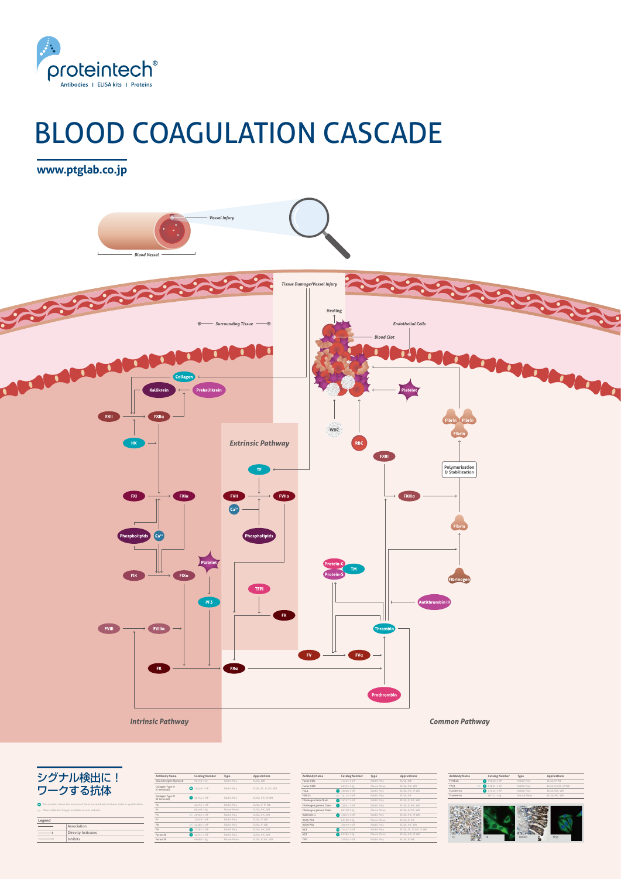proteintech®

Antibodies | ELISA kits | Proteins

# BLOOD COAGULATION CASCADE

**www.ptglab.co.jp**

Vessel Injury

Blood Vessel

Tissue Damage/Vessel Injury

Healing

Surrounding Tissue

Endothelial Cells

Blood Clot

Collagen

Kallikrein

Prekallikrein

FXII

FXIIa

HK

Platelet

Extrinsic Pathway

WBC

RBC

Fibrin

Fibrin

Fibrin

FXIII

Polymerisation & Stabilization

TF

FXI

FXIa

FVII

FVIIa

FXIIIa

$Ca^{2+}$

Phospholipids

$Ca^{2+}$

Phospholipids

Fibrin

Platelet

FIX

FIXa

Protein-C

TM

Protein-S

Fibrinogen

TFPI

PF3

Antithrombin III

FX

FVIII

FVIIIa

Thrombin

FV

FVa

FX

FXa

Prothrombin

Intrinsic Pathway

Common Pathway

## シグナル検出に！ワークする抗体

Legend

| | |
|---|---|
| —— | Association |
| ——→ | Directly Activates |
| ——⊣ | Inhibits |